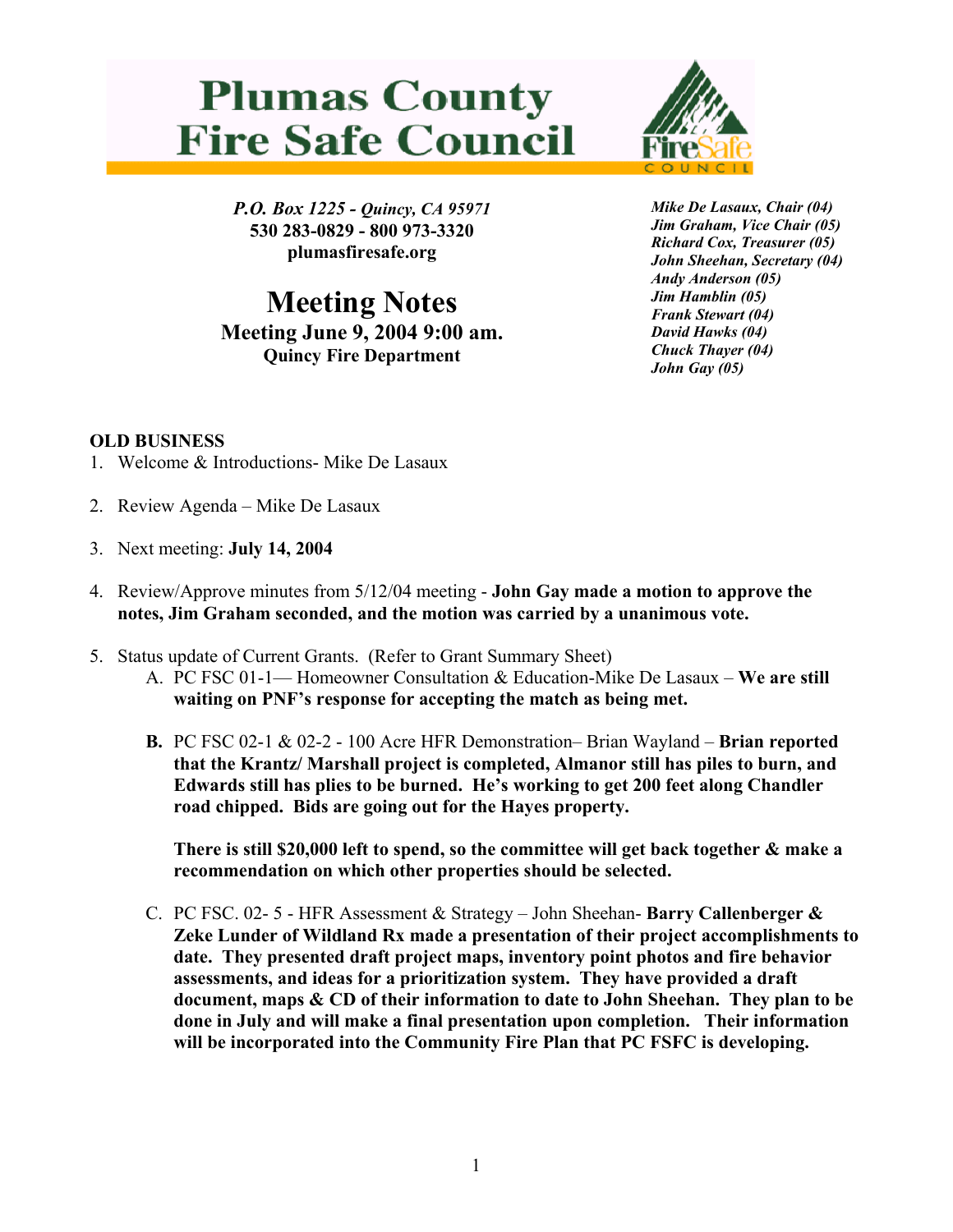# Plumas County Fire Safe Council

*P.O. Box 1225 - Quincy, CA 95971*
**530 283-0829 - 800 973-3320**
**plumasfiresafe.org**

***Mike De Lasaux, Chair (04)***
***Jim Graham, Vice Chair (05)***
***Richard Cox, Treasurer (05)***
***John Sheehan, Secretary (04)***
***Andy Anderson (05)***
***Jim Hamblin (05)***
***Frank Stewart (04)***
***David Hawks (04)***
***Chuck Thayer (04)***
***John Gay (05)***

## Meeting Notes

**Meeting June 9, 2004 9:00 am.**
**Quincy Fire Department**

### OLD BUSINESS

1. Welcome & Introductions- Mike De Lasaux

2. Review Agenda – Mike De Lasaux

3. Next meeting: **July 14, 2004**

4. Review/Approve minutes from 5/12/04 meeting - **John Gay made a motion to approve the notes, Jim Graham seconded, and the motion was carried by a unanimous vote.**

5. Status update of Current Grants. (Refer to Grant Summary Sheet)

   A. PC FSC 01-1— Homeowner Consultation & Education-Mike De Lasaux – **We are still waiting on PNF's response for accepting the match as being met.**

   **B.** PC FSC 02-1 & 02-2 - 100 Acre HFR Demonstration– Brian Wayland – **Brian reported that the Krantz/ Marshall project is completed, Almanor still has piles to burn, and Edwards still has plies to be burned. He's working to get 200 feet along Chandler road chipped. Bids are going out for the Hayes property.**

   **There is still $20,000 left to spend, so the committee will get back together & make a recommendation on which other properties should be selected.**

   C. PC FSC. 02- 5 - HFR Assessment & Strategy – John Sheehan- **Barry Callenberger & Zeke Lunder of Wildland Rx made a presentation of their project accomplishments to date. They presented draft project maps, inventory point photos and fire behavior assessments, and ideas for a prioritization system. They have provided a draft document, maps & CD of their information to date to John Sheehan. They plan to be done in July and will make a final presentation upon completion. Their information will be incorporated into the Community Fire Plan that PC FSFC is developing.**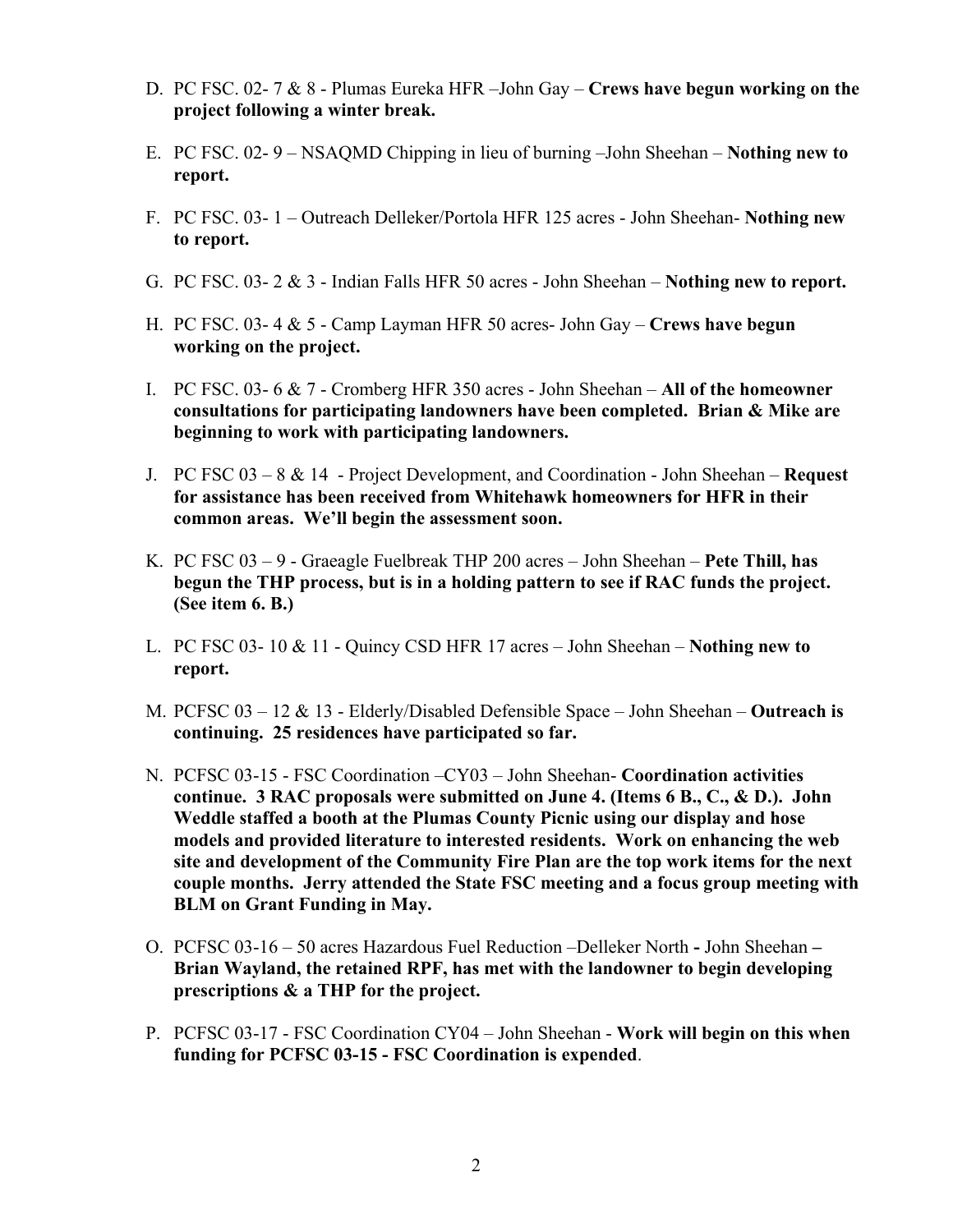D. PC FSC. 02- 7 & 8 - Plumas Eureka HFR –John Gay – **Crews have begun working on the project following a winter break.**

E. PC FSC. 02- 9 – NSAQMD Chipping in lieu of burning –John Sheehan – **Nothing new to report.**

F. PC FSC. 03- 1 – Outreach Delleker/Portola HFR 125 acres - John Sheehan- **Nothing new to report.**

G. PC FSC. 03- 2 & 3 - Indian Falls HFR 50 acres - John Sheehan – **Nothing new to report.**

H. PC FSC. 03- 4 & 5 - Camp Layman HFR 50 acres- John Gay – **Crews have begun working on the project.**

I. PC FSC. 03- 6 & 7 - Cromberg HFR 350 acres - John Sheehan – **All of the homeowner consultations for participating landowners have been completed. Brian & Mike are beginning to work with participating landowners.**

J. PC FSC 03 – 8 & 14 - Project Development, and Coordination - John Sheehan – **Request for assistance has been received from Whitehawk homeowners for HFR in their common areas. We'll begin the assessment soon.**

K. PC FSC 03 – 9 - Graeagle Fuelbreak THP 200 acres – John Sheehan – **Pete Thill, has begun the THP process, but is in a holding pattern to see if RAC funds the project. (See item 6. B.)**

L. PC FSC 03- 10 & 11 - Quincy CSD HFR 17 acres – John Sheehan – **Nothing new to report.**

M. PCFSC 03 – 12 & 13 - Elderly/Disabled Defensible Space – John Sheehan – **Outreach is continuing. 25 residences have participated so far.**

N. PCFSC 03-15 - FSC Coordination –CY03 – John Sheehan- **Coordination activities continue. 3 RAC proposals were submitted on June 4. (Items 6 B., C., & D.). John Weddle staffed a booth at the Plumas County Picnic using our display and hose models and provided literature to interested residents. Work on enhancing the web site and development of the Community Fire Plan are the top work items for the next couple months. Jerry attended the State FSC meeting and a focus group meeting with BLM on Grant Funding in May.**

O. PCFSC 03-16 – 50 acres Hazardous Fuel Reduction –Delleker North **-** John Sheehan **– Brian Wayland, the retained RPF, has met with the landowner to begin developing prescriptions & a THP for the project.**

P. PCFSC 03-17 - FSC Coordination CY04 – John Sheehan - **Work will begin on this when funding for PCFSC 03-15 - FSC Coordination is expended**.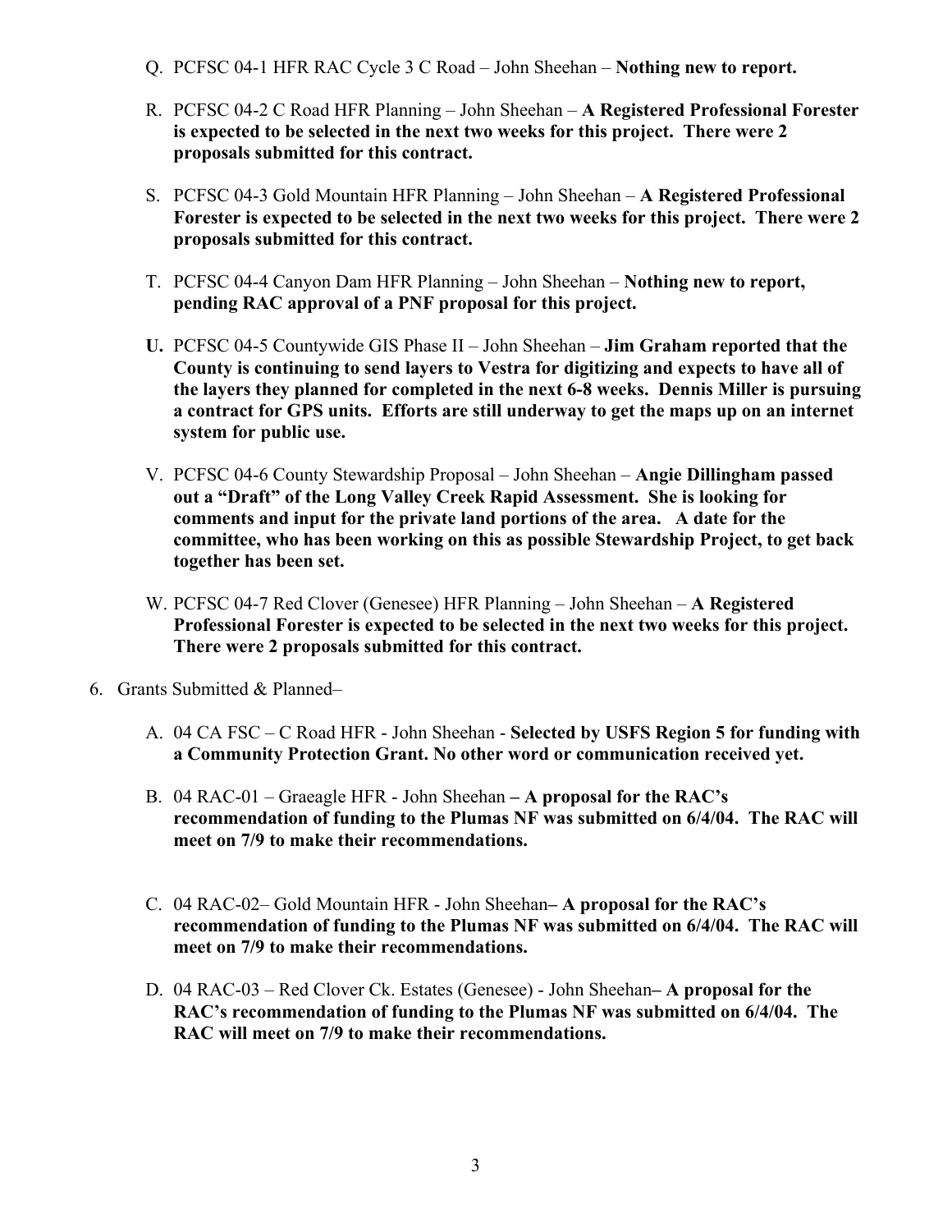Q. PCFSC 04-1 HFR RAC Cycle 3 C Road – John Sheehan – **Nothing new to report.**

R. PCFSC 04-2 C Road HFR Planning – John Sheehan – **A Registered Professional Forester is expected to be selected in the next two weeks for this project. There were 2 proposals submitted for this contract.**

S. PCFSC 04-3 Gold Mountain HFR Planning – John Sheehan – **A Registered Professional Forester is expected to be selected in the next two weeks for this project. There were 2 proposals submitted for this contract.**

T. PCFSC 04-4 Canyon Dam HFR Planning – John Sheehan – **Nothing new to report, pending RAC approval of a PNF proposal for this project.**

**U.** PCFSC 04-5 Countywide GIS Phase II – John Sheehan – **Jim Graham reported that the County is continuing to send layers to Vestra for digitizing and expects to have all of the layers they planned for completed in the next 6-8 weeks. Dennis Miller is pursuing a contract for GPS units. Efforts are still underway to get the maps up on an internet system for public use.**

V. PCFSC 04-6 County Stewardship Proposal – John Sheehan – **Angie Dillingham passed out a "Draft" of the Long Valley Creek Rapid Assessment. She is looking for comments and input for the private land portions of the area. A date for the committee, who has been working on this as possible Stewardship Project, to get back together has been set.**

W. PCFSC 04-7 Red Clover (Genesee) HFR Planning – John Sheehan – **A Registered Professional Forester is expected to be selected in the next two weeks for this project. There were 2 proposals submitted for this contract.**

6. Grants Submitted & Planned–

   A. 04 CA FSC – C Road HFR - John Sheehan - **Selected by USFS Region 5 for funding with a Community Protection Grant. No other word or communication received yet.**

   B. 04 RAC-01 – Graeagle HFR - John Sheehan **– A proposal for the RAC's recommendation of funding to the Plumas NF was submitted on 6/4/04. The RAC will meet on 7/9 to make their recommendations.**

   C. 04 RAC-02– Gold Mountain HFR - John Sheehan**– A proposal for the RAC's recommendation of funding to the Plumas NF was submitted on 6/4/04. The RAC will meet on 7/9 to make their recommendations.**

   D. 04 RAC-03 – Red Clover Ck. Estates (Genesee) - John Sheehan**– A proposal for the RAC's recommendation of funding to the Plumas NF was submitted on 6/4/04. The RAC will meet on 7/9 to make their recommendations.**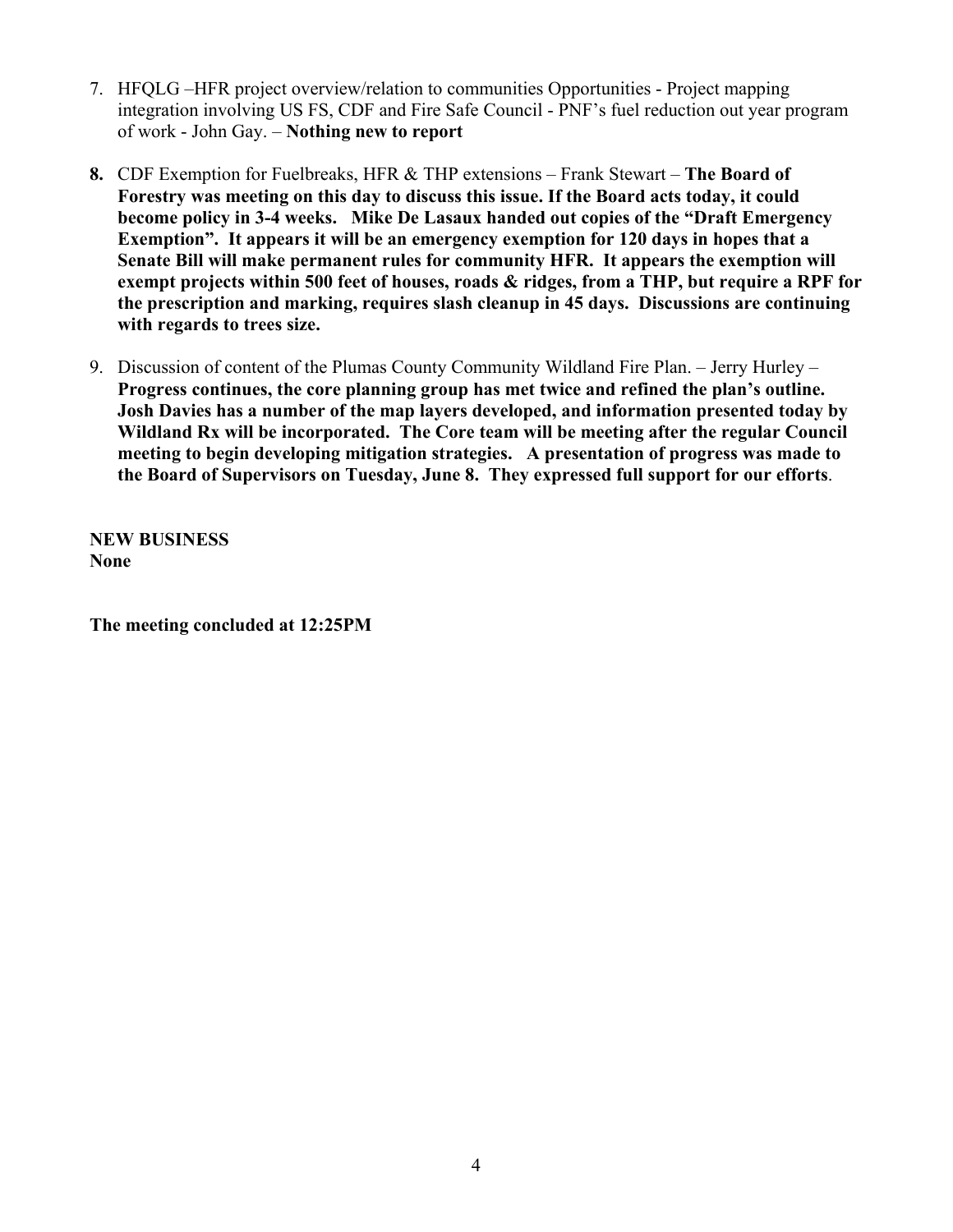7. HFQLG –HFR project overview/relation to communities Opportunities - Project mapping integration involving US FS, CDF and Fire Safe Council - PNF's fuel reduction out year program of work - John Gay. – **Nothing new to report**

8. CDF Exemption for Fuelbreaks, HFR & THP extensions – Frank Stewart – **The Board of Forestry was meeting on this day to discuss this issue. If the Board acts today, it could become policy in 3-4 weeks. Mike De Lasaux handed out copies of the "Draft Emergency Exemption". It appears it will be an emergency exemption for 120 days in hopes that a Senate Bill will make permanent rules for community HFR. It appears the exemption will exempt projects within 500 feet of houses, roads & ridges, from a THP, but require a RPF for the prescription and marking, requires slash cleanup in 45 days. Discussions are continuing with regards to trees size.**

9. Discussion of content of the Plumas County Community Wildland Fire Plan. – Jerry Hurley – **Progress continues, the core planning group has met twice and refined the plan's outline. Josh Davies has a number of the map layers developed, and information presented today by Wildland Rx will be incorporated. The Core team will be meeting after the regular Council meeting to begin developing mitigation strategies. A presentation of progress was made to the Board of Supervisors on Tuesday, June 8. They expressed full support for our efforts**.

**NEW BUSINESS**
**None**

**The meeting concluded at 12:25PM**